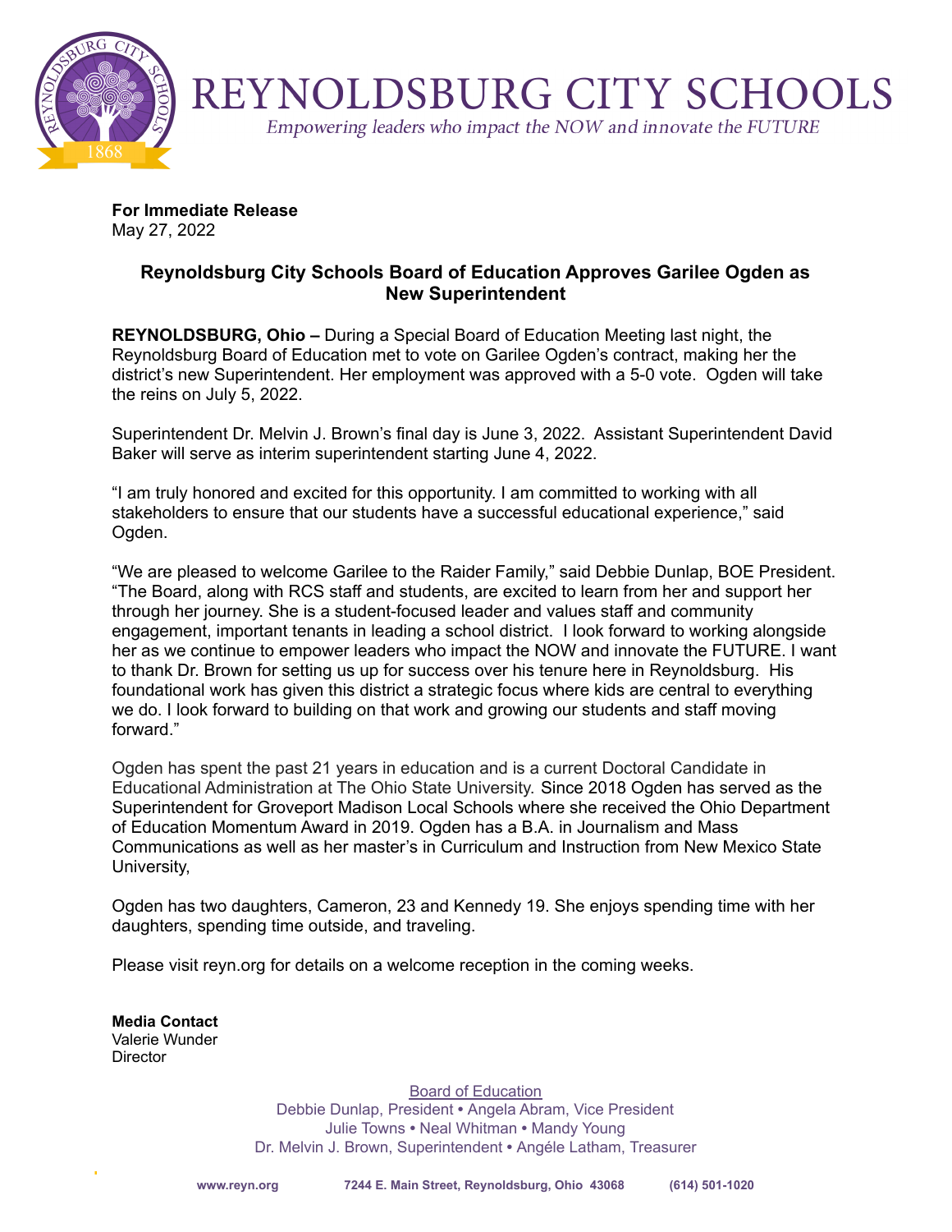# REYNOLDSBURG CITY SCHOOLS

*Empowering leaders who impact the NOW and innovate the FUTURE*

**For Immediate Release**
May 27, 2022

## Reynoldsburg City Schools Board of Education Approves Garilee Ogden as New Superintendent

**REYNOLDSBURG, Ohio –** During a Special Board of Education Meeting last night, the Reynoldsburg Board of Education met to vote on Garilee Ogden's contract, making her the district's new Superintendent. Her employment was approved with a 5-0 vote. Ogden will take the reins on July 5, 2022.

Superintendent Dr. Melvin J. Brown's final day is June 3, 2022. Assistant Superintendent David Baker will serve as interim superintendent starting June 4, 2022.

"I am truly honored and excited for this opportunity. I am committed to working with all stakeholders to ensure that our students have a successful educational experience," said Ogden.

"We are pleased to welcome Garilee to the Raider Family," said Debbie Dunlap, BOE President. "The Board, along with RCS staff and students, are excited to learn from her and support her through her journey. She is a student-focused leader and values staff and community engagement, important tenants in leading a school district. I look forward to working alongside her as we continue to empower leaders who impact the NOW and innovate the FUTURE. I want to thank Dr. Brown for setting us up for success over his tenure here in Reynoldsburg. His foundational work has given this district a strategic focus where kids are central to everything we do. I look forward to building on that work and growing our students and staff moving forward."

Ogden has spent the past 21 years in education and is a current Doctoral Candidate in Educational Administration at The Ohio State University. Since 2018 Ogden has served as the Superintendent for Groveport Madison Local Schools where she received the Ohio Department of Education Momentum Award in 2019. Ogden has a B.A. in Journalism and Mass Communications as well as her master's in Curriculum and Instruction from New Mexico State University,

Ogden has two daughters, Cameron, 23 and Kennedy 19. She enjoys spending time with her daughters, spending time outside, and traveling.

Please visit reyn.org for details on a welcome reception in the coming weeks.

**Media Contact**
Valerie Wunder
Director

Board of Education
Debbie Dunlap, President • Angela Abram, Vice President
Julie Towns • Neal Whitman • Mandy Young
Dr. Melvin J. Brown, Superintendent • Angéle Latham, Treasurer

www.reyn.org   7244 E. Main Street, Reynoldsburg, Ohio 43068   (614) 501-1020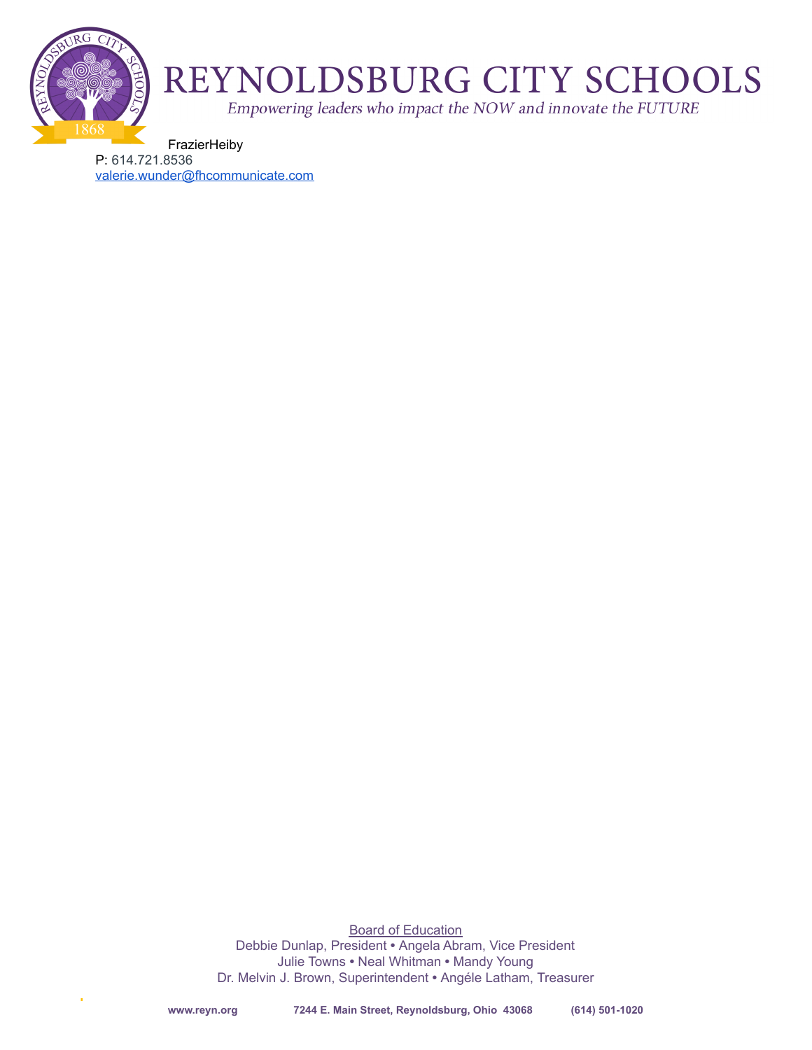# REYNOLDSBURG CITY SCHOOLS

*Empowering leaders who impact the NOW and innovate the FUTURE*

FrazierHeiby
P: 614.721.8536
valerie.wunder@fhcommunicate.com

Board of Education
Debbie Dunlap, President • Angela Abram, Vice President
Julie Towns • Neal Whitman • Mandy Young
Dr. Melvin J. Brown, Superintendent • Angéle Latham, Treasurer

**www.reyn.org** **7244 E. Main Street, Reynoldsburg, Ohio 43068** **(614) 501-1020**